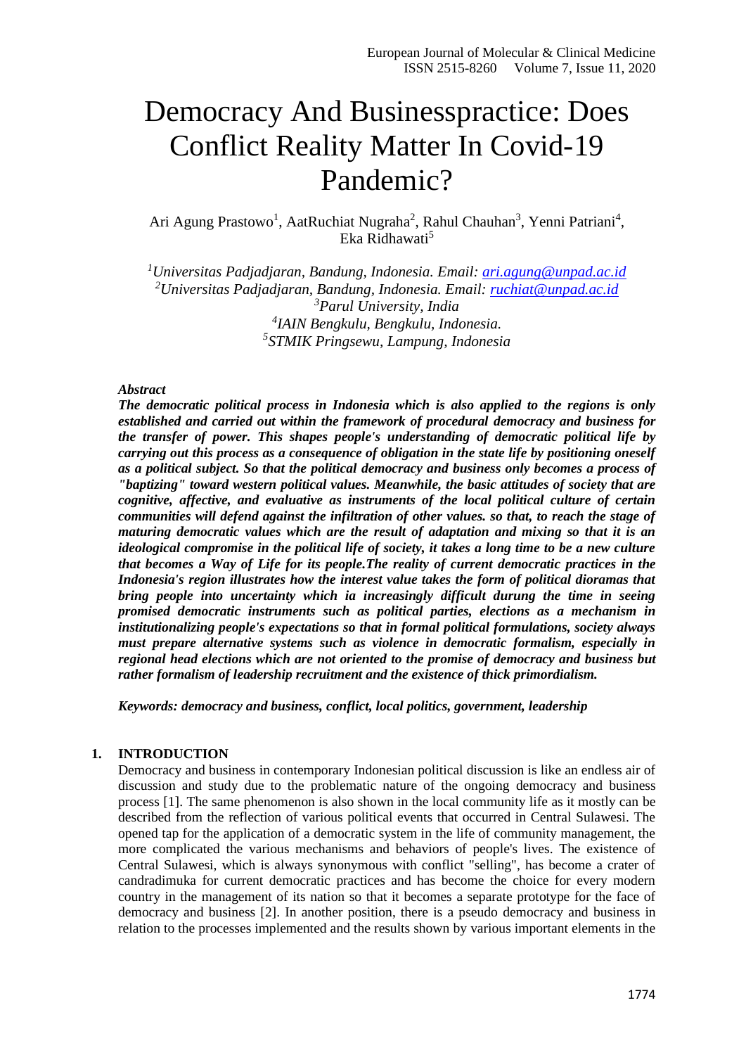# Democracy And Businesspractice: Does Conflict Reality Matter In Covid-19 Pandemic?

Ari Agung Prastowo[1], AatRuchiat Nugraha[2], Rahul Chauhan[3], Yenni Patriani[4], Eka Ridhawati[5]

*[1]Universitas Padjadjaran, Bandung, Indonesia. Email: ari.agung@unpad.ac.id*
*[2]Universitas Padjadjaran, Bandung, Indonesia. Email: ruchiat@unpad.ac.id*
*[3]Parul University, India*
*[4]IAIN Bengkulu, Bengkulu, Indonesia.*
*[5]STMIK Pringsewu, Lampung, Indonesia*

***Abstract***

***The democratic political process in Indonesia which is also applied to the regions is only established and carried out within the framework of procedural democracy and business for the transfer of power. This shapes people's understanding of democratic political life by carrying out this process as a consequence of obligation in the state life by positioning oneself as a political subject. So that the political democracy and business only becomes a process of "baptizing" toward western political values. Meanwhile, the basic attitudes of society that are cognitive, affective, and evaluative as instruments of the local political culture of certain communities will defend against the infiltration of other values. so that, to reach the stage of maturing democratic values which are the result of adaptation and mixing so that it is an ideological compromise in the political life of society, it takes a long time to be a new culture that becomes a Way of Life for its people.The reality of current democratic practices in the Indonesia's region illustrates how the interest value takes the form of political dioramas that bring people into uncertainty which ia increasingly difficult durung the time in seeing promised democratic instruments such as political parties, elections as a mechanism in institutionalizing people's expectations so that in formal political formulations, society always must prepare alternative systems such as violence in democratic formalism, especially in regional head elections which are not oriented to the promise of democracy and business but rather formalism of leadership recruitment and the existence of thick primordialism.***

***Keywords: democracy and business, conflict, local politics, government, leadership***

## 1. INTRODUCTION

Democracy and business in contemporary Indonesian political discussion is like an endless air of discussion and study due to the problematic nature of the ongoing democracy and business process [1]. The same phenomenon is also shown in the local community life as it mostly can be described from the reflection of various political events that occurred in Central Sulawesi. The opened tap for the application of a democratic system in the life of community management, the more complicated the various mechanisms and behaviors of people's lives. The existence of Central Sulawesi, which is always synonymous with conflict "selling", has become a crater of candradimuka for current democratic practices and has become the choice for every modern country in the management of its nation so that it becomes a separate prototype for the face of democracy and business [2]. In another position, there is a pseudo democracy and business in relation to the processes implemented and the results shown by various important elements in the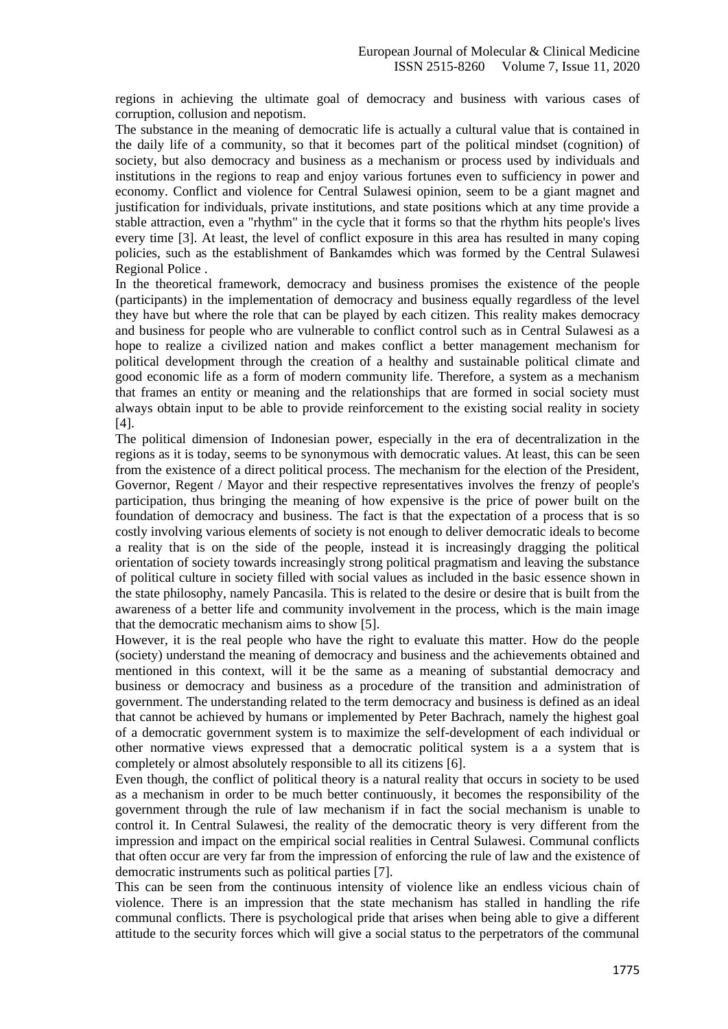regions in achieving the ultimate goal of democracy and business with various cases of corruption, collusion and nepotism.

The substance in the meaning of democratic life is actually a cultural value that is contained in the daily life of a community, so that it becomes part of the political mindset (cognition) of society, but also democracy and business as a mechanism or process used by individuals and institutions in the regions to reap and enjoy various fortunes even to sufficiency in power and economy. Conflict and violence for Central Sulawesi opinion, seem to be a giant magnet and justification for individuals, private institutions, and state positions which at any time provide a stable attraction, even a "rhythm" in the cycle that it forms so that the rhythm hits people's lives every time [3]. At least, the level of conflict exposure in this area has resulted in many coping policies, such as the establishment of Bankamdes which was formed by the Central Sulawesi Regional Police .

In the theoretical framework, democracy and business promises the existence of the people (participants) in the implementation of democracy and business equally regardless of the level they have but where the role that can be played by each citizen. This reality makes democracy and business for people who are vulnerable to conflict control such as in Central Sulawesi as a hope to realize a civilized nation and makes conflict a better management mechanism for political development through the creation of a healthy and sustainable political climate and good economic life as a form of modern community life. Therefore, a system as a mechanism that frames an entity or meaning and the relationships that are formed in social society must always obtain input to be able to provide reinforcement to the existing social reality in society [4].

The political dimension of Indonesian power, especially in the era of decentralization in the regions as it is today, seems to be synonymous with democratic values. At least, this can be seen from the existence of a direct political process. The mechanism for the election of the President, Governor, Regent / Mayor and their respective representatives involves the frenzy of people's participation, thus bringing the meaning of how expensive is the price of power built on the foundation of democracy and business. The fact is that the expectation of a process that is so costly involving various elements of society is not enough to deliver democratic ideals to become a reality that is on the side of the people, instead it is increasingly dragging the political orientation of society towards increasingly strong political pragmatism and leaving the substance of political culture in society filled with social values as included in the basic essence shown in the state philosophy, namely Pancasila. This is related to the desire or desire that is built from the awareness of a better life and community involvement in the process, which is the main image that the democratic mechanism aims to show [5].

However, it is the real people who have the right to evaluate this matter. How do the people (society) understand the meaning of democracy and business and the achievements obtained and mentioned in this context, will it be the same as a meaning of substantial democracy and business or democracy and business as a procedure of the transition and administration of government. The understanding related to the term democracy and business is defined as an ideal that cannot be achieved by humans or implemented by Peter Bachrach, namely the highest goal of a democratic government system is to maximize the self-development of each individual or other normative views expressed that a democratic political system is a a system that is completely or almost absolutely responsible to all its citizens [6].

Even though, the conflict of political theory is a natural reality that occurs in society to be used as a mechanism in order to be much better continuously, it becomes the responsibility of the government through the rule of law mechanism if in fact the social mechanism is unable to control it. In Central Sulawesi, the reality of the democratic theory is very different from the impression and impact on the empirical social realities in Central Sulawesi. Communal conflicts that often occur are very far from the impression of enforcing the rule of law and the existence of democratic instruments such as political parties [7].

This can be seen from the continuous intensity of violence like an endless vicious chain of violence. There is an impression that the state mechanism has stalled in handling the rife communal conflicts. There is psychological pride that arises when being able to give a different attitude to the security forces which will give a social status to the perpetrators of the communal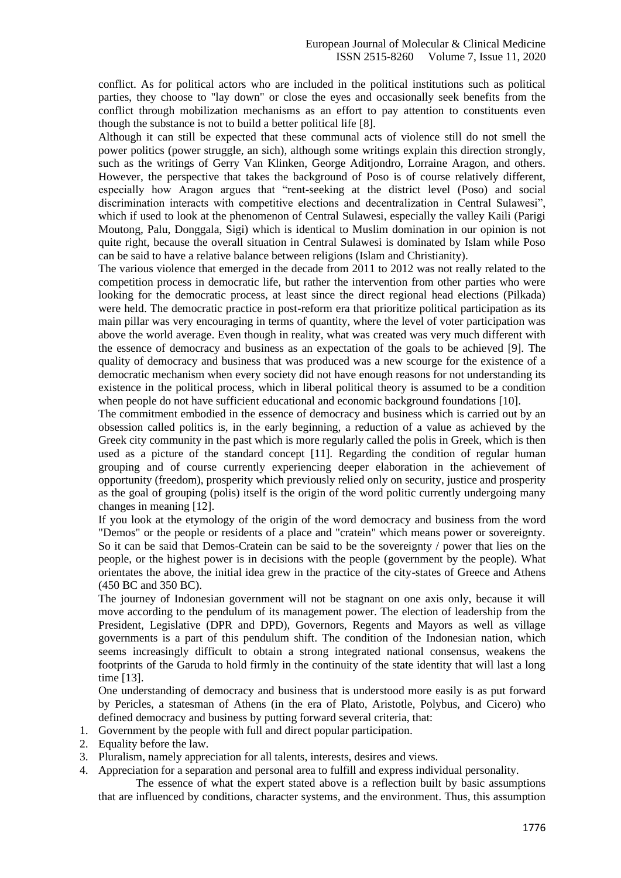conflict. As for political actors who are included in the political institutions such as political parties, they choose to "lay down" or close the eyes and occasionally seek benefits from the conflict through mobilization mechanisms as an effort to pay attention to constituents even though the substance is not to build a better political life [8].

Although it can still be expected that these communal acts of violence still do not smell the power politics (power struggle, an sich), although some writings explain this direction strongly, such as the writings of Gerry Van Klinken, George Aditjondro, Lorraine Aragon, and others. However, the perspective that takes the background of Poso is of course relatively different, especially how Aragon argues that "rent-seeking at the district level (Poso) and social discrimination interacts with competitive elections and decentralization in Central Sulawesi", which if used to look at the phenomenon of Central Sulawesi, especially the valley Kaili (Parigi Moutong, Palu, Donggala, Sigi) which is identical to Muslim domination in our opinion is not quite right, because the overall situation in Central Sulawesi is dominated by Islam while Poso can be said to have a relative balance between religions (Islam and Christianity).

The various violence that emerged in the decade from 2011 to 2012 was not really related to the competition process in democratic life, but rather the intervention from other parties who were looking for the democratic process, at least since the direct regional head elections (Pilkada) were held. The democratic practice in post-reform era that prioritize political participation as its main pillar was very encouraging in terms of quantity, where the level of voter participation was above the world average. Even though in reality, what was created was very much different with the essence of democracy and business as an expectation of the goals to be achieved [9]. The quality of democracy and business that was produced was a new scourge for the existence of a democratic mechanism when every society did not have enough reasons for not understanding its existence in the political process, which in liberal political theory is assumed to be a condition when people do not have sufficient educational and economic background foundations [10].

The commitment embodied in the essence of democracy and business which is carried out by an obsession called politics is, in the early beginning, a reduction of a value as achieved by the Greek city community in the past which is more regularly called the polis in Greek, which is then used as a picture of the standard concept [11]. Regarding the condition of regular human grouping and of course currently experiencing deeper elaboration in the achievement of opportunity (freedom), prosperity which previously relied only on security, justice and prosperity as the goal of grouping (polis) itself is the origin of the word politic currently undergoing many changes in meaning [12].

If you look at the etymology of the origin of the word democracy and business from the word "Demos" or the people or residents of a place and "cratein" which means power or sovereignty. So it can be said that Demos-Cratein can be said to be the sovereignty / power that lies on the people, or the highest power is in decisions with the people (government by the people). What orientates the above, the initial idea grew in the practice of the city-states of Greece and Athens (450 BC and 350 BC).

The journey of Indonesian government will not be stagnant on one axis only, because it will move according to the pendulum of its management power. The election of leadership from the President, Legislative (DPR and DPD), Governors, Regents and Mayors as well as village governments is a part of this pendulum shift. The condition of the Indonesian nation, which seems increasingly difficult to obtain a strong integrated national consensus, weakens the footprints of the Garuda to hold firmly in the continuity of the state identity that will last a long time [13].

One understanding of democracy and business that is understood more easily is as put forward by Pericles, a statesman of Athens (in the era of Plato, Aristotle, Polybus, and Cicero) who defined democracy and business by putting forward several criteria, that:

1. Government by the people with full and direct popular participation.
2. Equality before the law.
3. Pluralism, namely appreciation for all talents, interests, desires and views.
4. Appreciation for a separation and personal area to fulfill and express individual personality.

The essence of what the expert stated above is a reflection built by basic assumptions that are influenced by conditions, character systems, and the environment. Thus, this assumption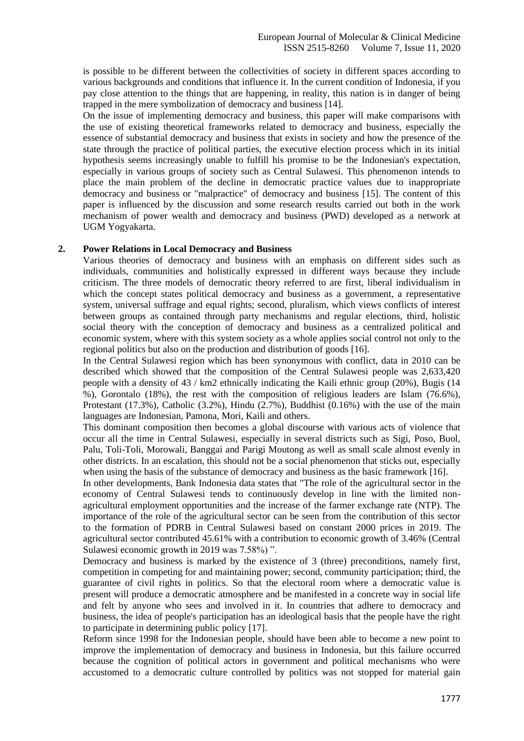is possible to be different between the collectivities of society in different spaces according to various backgrounds and conditions that influence it. In the current condition of Indonesia, if you pay close attention to the things that are happening, in reality, this nation is in danger of being trapped in the mere symbolization of democracy and business [14].

On the issue of implementing democracy and business, this paper will make comparisons with the use of existing theoretical frameworks related to democracy and business, especially the essence of substantial democracy and business that exists in society and how the presence of the state through the practice of political parties, the executive election process which in its initial hypothesis seems increasingly unable to fulfill his promise to be the Indonesian's expectation, especially in various groups of society such as Central Sulawesi. This phenomenon intends to place the main problem of the decline in democratic practice values due to inappropriate democracy and business or "malpractice" of democracy and business [15]. The content of this paper is influenced by the discussion and some research results carried out both in the work mechanism of power wealth and democracy and business (PWD) developed as a network at UGM Yogyakarta.

## 2. Power Relations in Local Democracy and Business

Various theories of democracy and business with an emphasis on different sides such as individuals, communities and holistically expressed in different ways because they include criticism. The three models of democratic theory referred to are first, liberal individualism in which the concept states political democracy and business as a government, a representative system, universal suffrage and equal rights; second, pluralism, which views conflicts of interest between groups as contained through party mechanisms and regular elections, third, holistic social theory with the conception of democracy and business as a centralized political and economic system, where with this system society as a whole applies social control not only to the regional politics but also on the production and distribution of goods [16].

In the Central Sulawesi region which has been synonymous with conflict, data in 2010 can be described which showed that the composition of the Central Sulawesi people was 2,633,420 people with a density of 43 / km2 ethnically indicating the Kaili ethnic group (20%), Bugis (14 %), Gorontalo (18%), the rest with the composition of religious leaders are Islam (76.6%), Protestant (17.3%), Catholic (3.2%), Hindu (2.7%), Buddhist (0.16%) with the use of the main languages are Indonesian, Pamona, Mori, Kaili and others.

This dominant composition then becomes a global discourse with various acts of violence that occur all the time in Central Sulawesi, especially in several districts such as Sigi, Poso, Buol, Palu, Toli-Toli, Morowali, Banggai and Parigi Moutong as well as small scale almost evenly in other districts. In an escalation, this should not be a social phenomenon that sticks out, especially when using the basis of the substance of democracy and business as the basic framework [16].

In other developments, Bank Indonesia data states that "The role of the agricultural sector in the economy of Central Sulawesi tends to continuously develop in line with the limited non-agricultural employment opportunities and the increase of the farmer exchange rate (NTP). The importance of the role of the agricultural sector can be seen from the contribution of this sector to the formation of PDRB in Central Sulawesi based on constant 2000 prices in 2019. The agricultural sector contributed 45.61% with a contribution to economic growth of 3.46% (Central Sulawesi economic growth in 2019 was 7.58%) ".

Democracy and business is marked by the existence of 3 (three) preconditions, namely first, competition in competing for and maintaining power; second, community participation; third, the guarantee of civil rights in politics. So that the electoral room where a democratic value is present will produce a democratic atmosphere and be manifested in a concrete way in social life and felt by anyone who sees and involved in it. In countries that adhere to democracy and business, the idea of people's participation has an ideological basis that the people have the right to participate in determining public policy [17].

Reform since 1998 for the Indonesian people, should have been able to become a new point to improve the implementation of democracy and business in Indonesia, but this failure occurred because the cognition of political actors in government and political mechanisms who were accustomed to a democratic culture controlled by politics was not stopped for material gain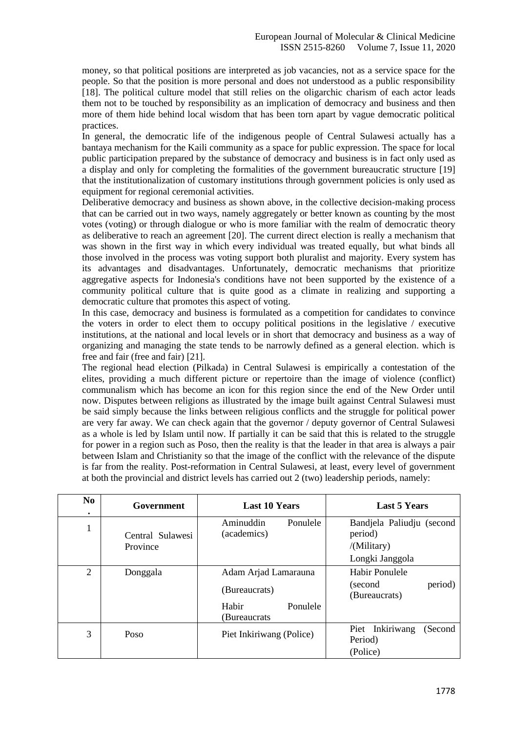money, so that political positions are interpreted as job vacancies, not as a service space for the people. So that the position is more personal and does not understood as a public responsibility [18]. The political culture model that still relies on the oligarchic charism of each actor leads them not to be touched by responsibility as an implication of democracy and business and then more of them hide behind local wisdom that has been torn apart by vague democratic political practices.

In general, the democratic life of the indigenous people of Central Sulawesi actually has a bantaya mechanism for the Kaili community as a space for public expression. The space for local public participation prepared by the substance of democracy and business is in fact only used as a display and only for completing the formalities of the government bureaucratic structure [19] that the institutionalization of customary institutions through government policies is only used as equipment for regional ceremonial activities.

Deliberative democracy and business as shown above, in the collective decision-making process that can be carried out in two ways, namely aggregately or better known as counting by the most votes (voting) or through dialogue or who is more familiar with the realm of democratic theory as deliberative to reach an agreement [20]. The current direct election is really a mechanism that was shown in the first way in which every individual was treated equally, but what binds all those involved in the process was voting support both pluralist and majority. Every system has its advantages and disadvantages. Unfortunately, democratic mechanisms that prioritize aggregative aspects for Indonesia's conditions have not been supported by the existence of a community political culture that is quite good as a climate in realizing and supporting a democratic culture that promotes this aspect of voting.

In this case, democracy and business is formulated as a competition for candidates to convince the voters in order to elect them to occupy political positions in the legislative / executive institutions, at the national and local levels or in short that democracy and business as a way of organizing and managing the state tends to be narrowly defined as a general election. which is free and fair (free and fair) [21].

The regional head election (Pilkada) in Central Sulawesi is empirically a contestation of the elites, providing a much different picture or repertoire than the image of violence (conflict) communalism which has become an icon for this region since the end of the New Order until now. Disputes between religions as illustrated by the image built against Central Sulawesi must be said simply because the links between religious conflicts and the struggle for political power are very far away. We can check again that the governor / deputy governor of Central Sulawesi as a whole is led by Islam until now. If partially it can be said that this is related to the struggle for power in a region such as Poso, then the reality is that the leader in that area is always a pair between Islam and Christianity so that the image of the conflict with the relevance of the dispute is far from the reality. Post-reformation in Central Sulawesi, at least, every level of government at both the provincial and district levels has carried out 2 (two) leadership periods, namely:

| No. | Government | Last 10 Years | Last 5 Years |
|---|---|---|---|
| 1 | Central Sulawesi Province | Aminuddin Ponulele (academics) | Bandjela Paliudju (second period) /(Military) Longki Janggola |
| 2 | Donggala | Adam Arjad Lamarauna (Bureaucrats) Habir Ponulele (Bureaucrats | Habir Ponulele (second period) (Bureaucrats) |
| 3 | Poso | Piet Inkiriwang (Police) | Piet Inkiriwang (Second Period) (Police) |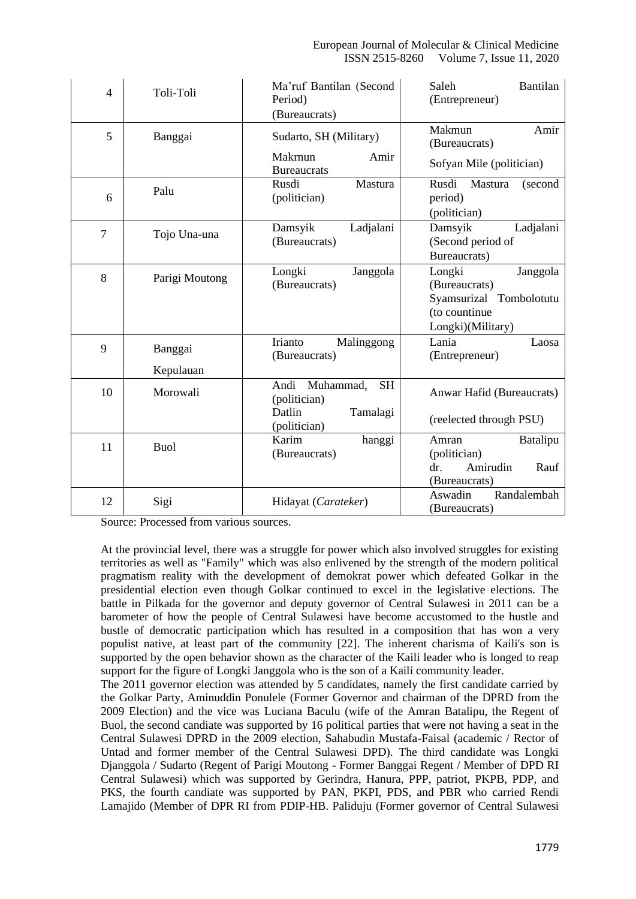| 4 | Toli-Toli | Ma'ruf Bantilan (Second Period) (Bureaucrats) | Saleh Bantilan (Entrepreneur) |
|---|---|---|---|
| 5 | Banggai | Sudarto, SH (Military) | Makmun Amir (Bureaucrats) |
| | | Makrnun Amir Bureaucrats | Sofyan Mile (politician) |
| 6 | Palu | Rusdi Mastura (politician) | Rusdi Mastura (second period) (politician) |
| 7 | Tojo Una-una | Damsyik Ladjalani (Bureaucrats) | Damsyik Ladjalani (Second period of Bureaucrats) |
| 8 | Parigi Moutong | Longki Janggola (Bureaucrats) | Longki Janggola (Bureaucrats) Syamsurizal Tombolotutu (to countinue Longki)(Military) |
| 9 | Banggai Kepulauan | Irianto Malinggong (Bureaucrats) | Lania Laosa (Entrepreneur) |
| 10 | Morowali | Andi Muhammad, SH (politician) | Anwar Hafid (Bureaucrats) |
| | | Datlin Tamalagi (politician) | (reelected through PSU) |
| 11 | Buol | Karim hanggi (Bureaucrats) | Amran Batalipu (politician) dr. Amirudin Rauf (Bureaucrats) |
| 12 | Sigi | Hidayat (*Carateker*) | Aswadin Randalembah (Bureaucrats) |

Source: Processed from various sources.

At the provincial level, there was a struggle for power which also involved struggles for existing territories as well as "Family" which was also enlivened by the strength of the modern political pragmatism reality with the development of demokrat power which defeated Golkar in the presidential election even though Golkar continued to excel in the legislative elections. The battle in Pilkada for the governor and deputy governor of Central Sulawesi in 2011 can be a barometer of how the people of Central Sulawesi have become accustomed to the hustle and bustle of democratic participation which has resulted in a composition that has won a very populist native, at least part of the community [22]. The inherent charisma of Kaili's son is supported by the open behavior shown as the character of the Kaili leader who is longed to reap support for the figure of Longki Janggola who is the son of a Kaili community leader.

The 2011 governor election was attended by 5 candidates, namely the first candidate carried by the Golkar Party, Aminuddin Ponulele (Former Governor and chairman of the DPRD from the 2009 Election) and the vice was Luciana Baculu (wife of the Amran Batalipu, the Regent of Buol, the second candidate was supported by 16 political parties that were not having a seat in the Central Sulawesi DPRD in the 2009 election, Sahabudin Mustafa-Faisal (academic / Rector of Untad and former member of the Central Sulawesi DPD). The third candidate was Longki Djanggola / Sudarto (Regent of Parigi Moutong - Former Banggai Regent / Member of DPD RI Central Sulawesi) which was supported by Gerindra, Hanura, PPP, patriot, PKPB, PDP, and PKS, the fourth candiate was supported by PAN, PKPI, PDS, and PBR who carried Rendi Lamajido (Member of DPR RI from PDIP-HB. Paliduju (Former governor of Central Sulawesi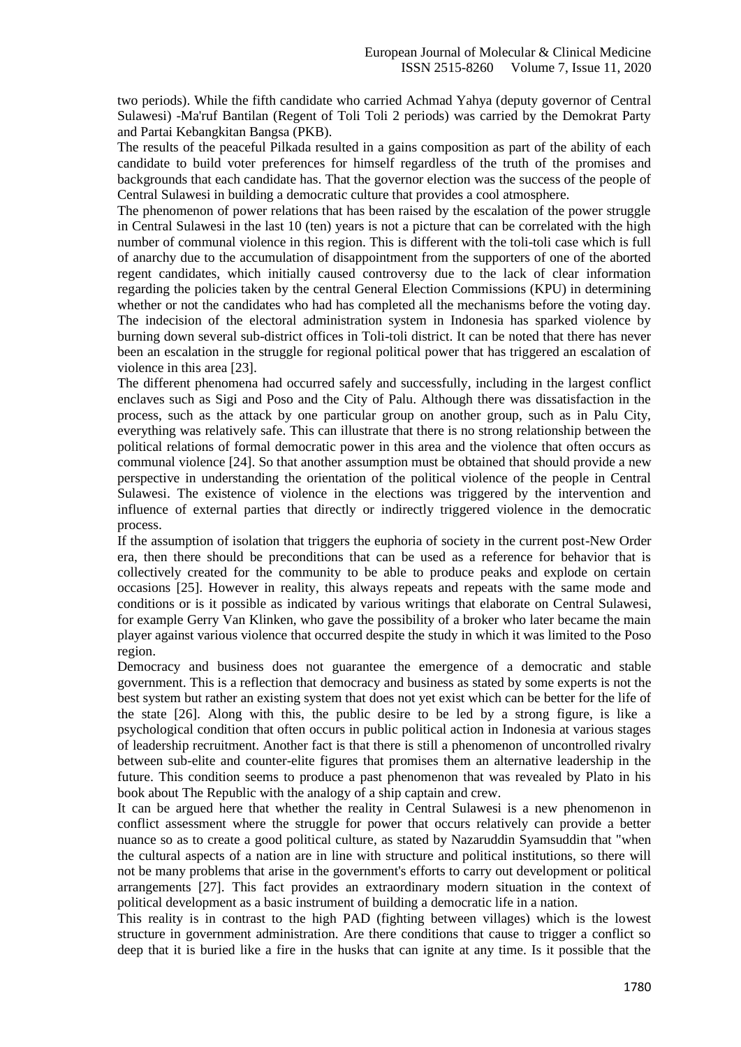two periods). While the fifth candidate who carried Achmad Yahya (deputy governor of Central Sulawesi) -Ma'ruf Bantilan (Regent of Toli Toli 2 periods) was carried by the Demokrat Party and Partai Kebangkitan Bangsa (PKB).

The results of the peaceful Pilkada resulted in a gains composition as part of the ability of each candidate to build voter preferences for himself regardless of the truth of the promises and backgrounds that each candidate has. That the governor election was the success of the people of Central Sulawesi in building a democratic culture that provides a cool atmosphere.

The phenomenon of power relations that has been raised by the escalation of the power struggle in Central Sulawesi in the last 10 (ten) years is not a picture that can be correlated with the high number of communal violence in this region. This is different with the toli-toli case which is full of anarchy due to the accumulation of disappointment from the supporters of one of the aborted regent candidates, which initially caused controversy due to the lack of clear information regarding the policies taken by the central General Election Commissions (KPU) in determining whether or not the candidates who had has completed all the mechanisms before the voting day. The indecision of the electoral administration system in Indonesia has sparked violence by burning down several sub-district offices in Toli-toli district. It can be noted that there has never been an escalation in the struggle for regional political power that has triggered an escalation of violence in this area [23].

The different phenomena had occurred safely and successfully, including in the largest conflict enclaves such as Sigi and Poso and the City of Palu. Although there was dissatisfaction in the process, such as the attack by one particular group on another group, such as in Palu City, everything was relatively safe. This can illustrate that there is no strong relationship between the political relations of formal democratic power in this area and the violence that often occurs as communal violence [24]. So that another assumption must be obtained that should provide a new perspective in understanding the orientation of the political violence of the people in Central Sulawesi. The existence of violence in the elections was triggered by the intervention and influence of external parties that directly or indirectly triggered violence in the democratic process.

If the assumption of isolation that triggers the euphoria of society in the current post-New Order era, then there should be preconditions that can be used as a reference for behavior that is collectively created for the community to be able to produce peaks and explode on certain occasions [25]. However in reality, this always repeats and repeats with the same mode and conditions or is it possible as indicated by various writings that elaborate on Central Sulawesi, for example Gerry Van Klinken, who gave the possibility of a broker who later became the main player against various violence that occurred despite the study in which it was limited to the Poso region.

Democracy and business does not guarantee the emergence of a democratic and stable government. This is a reflection that democracy and business as stated by some experts is not the best system but rather an existing system that does not yet exist which can be better for the life of the state [26]. Along with this, the public desire to be led by a strong figure, is like a psychological condition that often occurs in public political action in Indonesia at various stages of leadership recruitment. Another fact is that there is still a phenomenon of uncontrolled rivalry between sub-elite and counter-elite figures that promises them an alternative leadership in the future. This condition seems to produce a past phenomenon that was revealed by Plato in his book about The Republic with the analogy of a ship captain and crew.

It can be argued here that whether the reality in Central Sulawesi is a new phenomenon in conflict assessment where the struggle for power that occurs relatively can provide a better nuance so as to create a good political culture, as stated by Nazaruddin Syamsuddin that "when the cultural aspects of a nation are in line with structure and political institutions, so there will not be many problems that arise in the government's efforts to carry out development or political arrangements [27]. This fact provides an extraordinary modern situation in the context of political development as a basic instrument of building a democratic life in a nation.

This reality is in contrast to the high PAD (fighting between villages) which is the lowest structure in government administration. Are there conditions that cause to trigger a conflict so deep that it is buried like a fire in the husks that can ignite at any time. Is it possible that the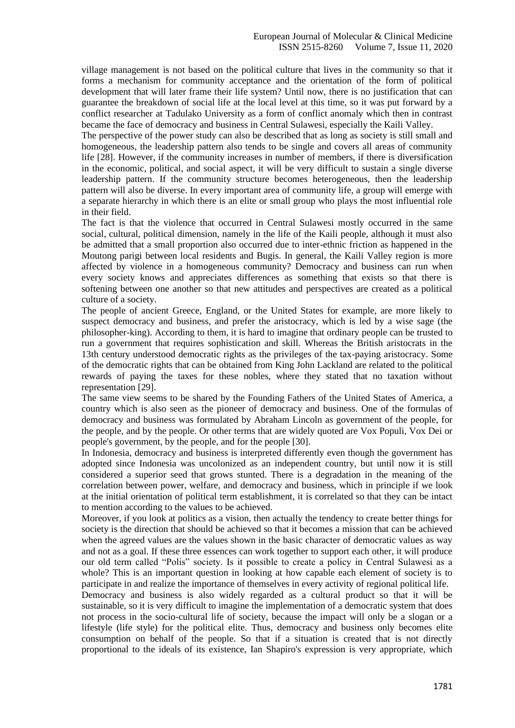village management is not based on the political culture that lives in the community so that it forms a mechanism for community acceptance and the orientation of the form of political development that will later frame their life system? Until now, there is no justification that can guarantee the breakdown of social life at the local level at this time, so it was put forward by a conflict researcher at Tadulako University as a form of conflict anomaly which then in contrast became the face of democracy and business in Central Sulawesi, especially the Kaili Valley.

The perspective of the power study can also be described that as long as society is still small and homogeneous, the leadership pattern also tends to be single and covers all areas of community life [28]. However, if the community increases in number of members, if there is diversification in the economic, political, and social aspect, it will be very difficult to sustain a single diverse leadership pattern. If the community structure becomes heterogeneous, then the leadership pattern will also be diverse. In every important area of community life, a group will emerge with a separate hierarchy in which there is an elite or small group who plays the most influential role in their field.

The fact is that the violence that occurred in Central Sulawesi mostly occurred in the same social, cultural, political dimension, namely in the life of the Kaili people, although it must also be admitted that a small proportion also occurred due to inter-ethnic friction as happened in the Moutong parigi between local residents and Bugis. In general, the Kaili Valley region is more affected by violence in a homogeneous community? Democracy and business can run when every society knows and appreciates differences as something that exists so that there is softening between one another so that new attitudes and perspectives are created as a political culture of a society.

The people of ancient Greece, England, or the United States for example, are more likely to suspect democracy and business, and prefer the aristocracy, which is led by a wise sage (the philosopher-king). According to them, it is hard to imagine that ordinary people can be trusted to run a government that requires sophistication and skill. Whereas the British aristocrats in the 13th century understood democratic rights as the privileges of the tax-paying aristocracy. Some of the democratic rights that can be obtained from King John Lackland are related to the political rewards of paying the taxes for these nobles, where they stated that no taxation without representation [29].

The same view seems to be shared by the Founding Fathers of the United States of America, a country which is also seen as the pioneer of democracy and business. One of the formulas of democracy and business was formulated by Abraham Lincoln as government of the people, for the people, and by the people. Or other terms that are widely quoted are Vox Populi, Vox Dei or people's government, by the people, and for the people [30].

In Indonesia, democracy and business is interpreted differently even though the government has adopted since Indonesia was uncolonized as an independent country, but until now it is still considered a superior seed that grows stunted. There is a degradation in the meaning of the correlation between power, welfare, and democracy and business, which in principle if we look at the initial orientation of political term establishment, it is correlated so that they can be intact to mention according to the values to be achieved.

Moreover, if you look at politics as a vision, then actually the tendency to create better things for society is the direction that should be achieved so that it becomes a mission that can be achieved when the agreed values are the values shown in the basic character of democratic values as way and not as a goal. If these three essences can work together to support each other, it will produce our old term called "Polis" society. Is it possible to create a policy in Central Sulawesi as a whole? This is an important question in looking at how capable each element of society is to participate in and realize the importance of themselves in every activity of regional political life.

Democracy and business is also widely regarded as a cultural product so that it will be sustainable, so it is very difficult to imagine the implementation of a democratic system that does not process in the socio-cultural life of society, because the impact will only be a slogan or a lifestyle (life style) for the political elite. Thus, democracy and business only becomes elite consumption on behalf of the people. So that if a situation is created that is not directly proportional to the ideals of its existence, Ian Shapiro's expression is very appropriate, which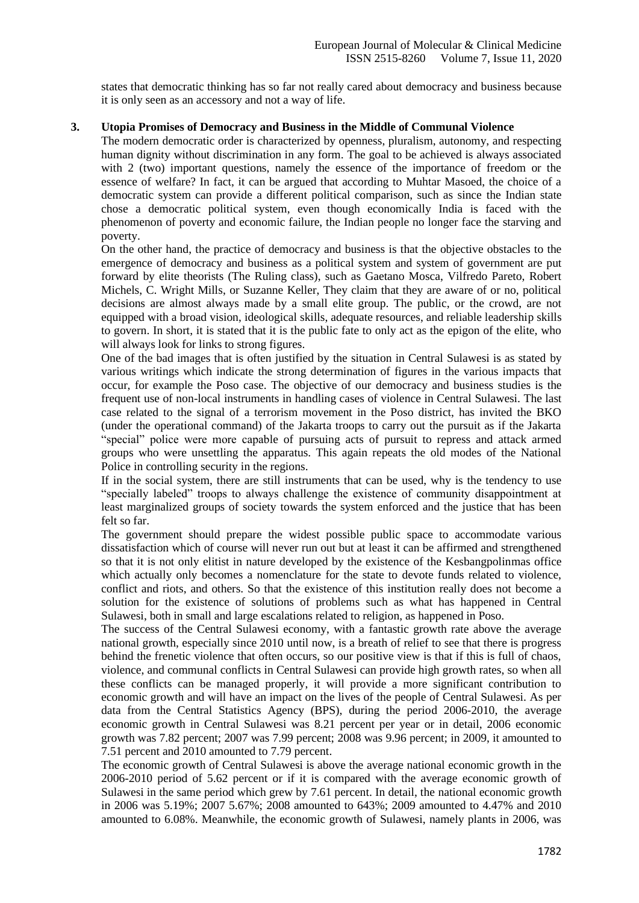states that democratic thinking has so far not really cared about democracy and business because it is only seen as an accessory and not a way of life.

### 3. Utopia Promises of Democracy and Business in the Middle of Communal Violence

The modern democratic order is characterized by openness, pluralism, autonomy, and respecting human dignity without discrimination in any form. The goal to be achieved is always associated with 2 (two) important questions, namely the essence of the importance of freedom or the essence of welfare? In fact, it can be argued that according to Muhtar Masoed, the choice of a democratic system can provide a different political comparison, such as since the Indian state chose a democratic political system, even though economically India is faced with the phenomenon of poverty and economic failure, the Indian people no longer face the starving and poverty.

On the other hand, the practice of democracy and business is that the objective obstacles to the emergence of democracy and business as a political system and system of government are put forward by elite theorists (The Ruling class), such as Gaetano Mosca, Vilfredo Pareto, Robert Michels, C. Wright Mills, or Suzanne Keller, They claim that they are aware of or no, political decisions are almost always made by a small elite group. The public, or the crowd, are not equipped with a broad vision, ideological skills, adequate resources, and reliable leadership skills to govern. In short, it is stated that it is the public fate to only act as the epigon of the elite, who will always look for links to strong figures.

One of the bad images that is often justified by the situation in Central Sulawesi is as stated by various writings which indicate the strong determination of figures in the various impacts that occur, for example the Poso case. The objective of our democracy and business studies is the frequent use of non-local instruments in handling cases of violence in Central Sulawesi. The last case related to the signal of a terrorism movement in the Poso district, has invited the BKO (under the operational command) of the Jakarta troops to carry out the pursuit as if the Jakarta "special" police were more capable of pursuing acts of pursuit to repress and attack armed groups who were unsettling the apparatus. This again repeats the old modes of the National Police in controlling security in the regions.

If in the social system, there are still instruments that can be used, why is the tendency to use "specially labeled" troops to always challenge the existence of community disappointment at least marginalized groups of society towards the system enforced and the justice that has been felt so far.

The government should prepare the widest possible public space to accommodate various dissatisfaction which of course will never run out but at least it can be affirmed and strengthened so that it is not only elitist in nature developed by the existence of the Kesbangpolinmas office which actually only becomes a nomenclature for the state to devote funds related to violence, conflict and riots, and others. So that the existence of this institution really does not become a solution for the existence of solutions of problems such as what has happened in Central Sulawesi, both in small and large escalations related to religion, as happened in Poso.

The success of the Central Sulawesi economy, with a fantastic growth rate above the average national growth, especially since 2010 until now, is a breath of relief to see that there is progress behind the frenetic violence that often occurs, so our positive view is that if this is full of chaos, violence, and communal conflicts in Central Sulawesi can provide high growth rates, so when all these conflicts can be managed properly, it will provide a more significant contribution to economic growth and will have an impact on the lives of the people of Central Sulawesi. As per data from the Central Statistics Agency (BPS), during the period 2006-2010, the average economic growth in Central Sulawesi was 8.21 percent per year or in detail, 2006 economic growth was 7.82 percent; 2007 was 7.99 percent; 2008 was 9.96 percent; in 2009, it amounted to 7.51 percent and 2010 amounted to 7.79 percent.

The economic growth of Central Sulawesi is above the average national economic growth in the 2006-2010 period of 5.62 percent or if it is compared with the average economic growth of Sulawesi in the same period which grew by 7.61 percent. In detail, the national economic growth in 2006 was 5.19%; 2007 5.67%; 2008 amounted to 643%; 2009 amounted to 4.47% and 2010 amounted to 6.08%. Meanwhile, the economic growth of Sulawesi, namely plants in 2006, was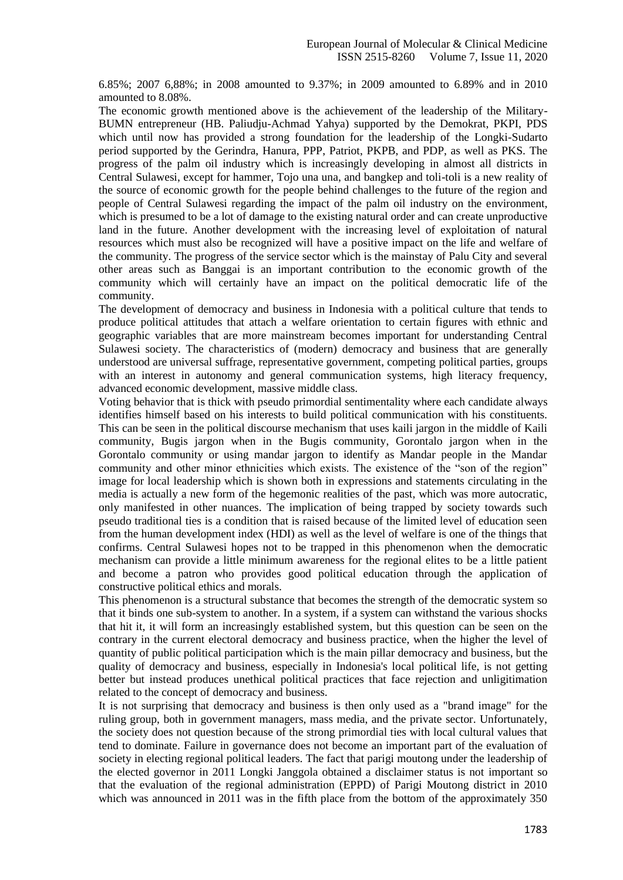6.85%; 2007 6,88%; in 2008 amounted to 9.37%; in 2009 amounted to 6.89% and in 2010 amounted to 8.08%.

The economic growth mentioned above is the achievement of the leadership of the Military-BUMN entrepreneur (HB. Paliudju-Achmad Yahya) supported by the Demokrat, PKPI, PDS which until now has provided a strong foundation for the leadership of the Longki-Sudarto period supported by the Gerindra, Hanura, PPP, Patriot, PKPB, and PDP, as well as PKS. The progress of the palm oil industry which is increasingly developing in almost all districts in Central Sulawesi, except for hammer, Tojo una una, and bangkep and toli-toli is a new reality of the source of economic growth for the people behind challenges to the future of the region and people of Central Sulawesi regarding the impact of the palm oil industry on the environment, which is presumed to be a lot of damage to the existing natural order and can create unproductive land in the future. Another development with the increasing level of exploitation of natural resources which must also be recognized will have a positive impact on the life and welfare of the community. The progress of the service sector which is the mainstay of Palu City and several other areas such as Banggai is an important contribution to the economic growth of the community which will certainly have an impact on the political democratic life of the community.

The development of democracy and business in Indonesia with a political culture that tends to produce political attitudes that attach a welfare orientation to certain figures with ethnic and geographic variables that are more mainstream becomes important for understanding Central Sulawesi society. The characteristics of (modern) democracy and business that are generally understood are universal suffrage, representative government, competing political parties, groups with an interest in autonomy and general communication systems, high literacy frequency, advanced economic development, massive middle class.

Voting behavior that is thick with pseudo primordial sentimentality where each candidate always identifies himself based on his interests to build political communication with his constituents. This can be seen in the political discourse mechanism that uses kaili jargon in the middle of Kaili community, Bugis jargon when in the Bugis community, Gorontalo jargon when in the Gorontalo community or using mandar jargon to identify as Mandar people in the Mandar community and other minor ethnicities which exists. The existence of the "son of the region" image for local leadership which is shown both in expressions and statements circulating in the media is actually a new form of the hegemonic realities of the past, which was more autocratic, only manifested in other nuances. The implication of being trapped by society towards such pseudo traditional ties is a condition that is raised because of the limited level of education seen from the human development index (HDI) as well as the level of welfare is one of the things that confirms. Central Sulawesi hopes not to be trapped in this phenomenon when the democratic mechanism can provide a little minimum awareness for the regional elites to be a little patient and become a patron who provides good political education through the application of constructive political ethics and morals.

This phenomenon is a structural substance that becomes the strength of the democratic system so that it binds one sub-system to another. In a system, if a system can withstand the various shocks that hit it, it will form an increasingly established system, but this question can be seen on the contrary in the current electoral democracy and business practice, when the higher the level of quantity of public political participation which is the main pillar democracy and business, but the quality of democracy and business, especially in Indonesia's local political life, is not getting better but instead produces unethical political practices that face rejection and unligitimation related to the concept of democracy and business.

It is not surprising that democracy and business is then only used as a "brand image" for the ruling group, both in government managers, mass media, and the private sector. Unfortunately, the society does not question because of the strong primordial ties with local cultural values that tend to dominate. Failure in governance does not become an important part of the evaluation of society in electing regional political leaders. The fact that parigi moutong under the leadership of the elected governor in 2011 Longki Janggola obtained a disclaimer status is not important so that the evaluation of the regional administration (EPPD) of Parigi Moutong district in 2010 which was announced in 2011 was in the fifth place from the bottom of the approximately 350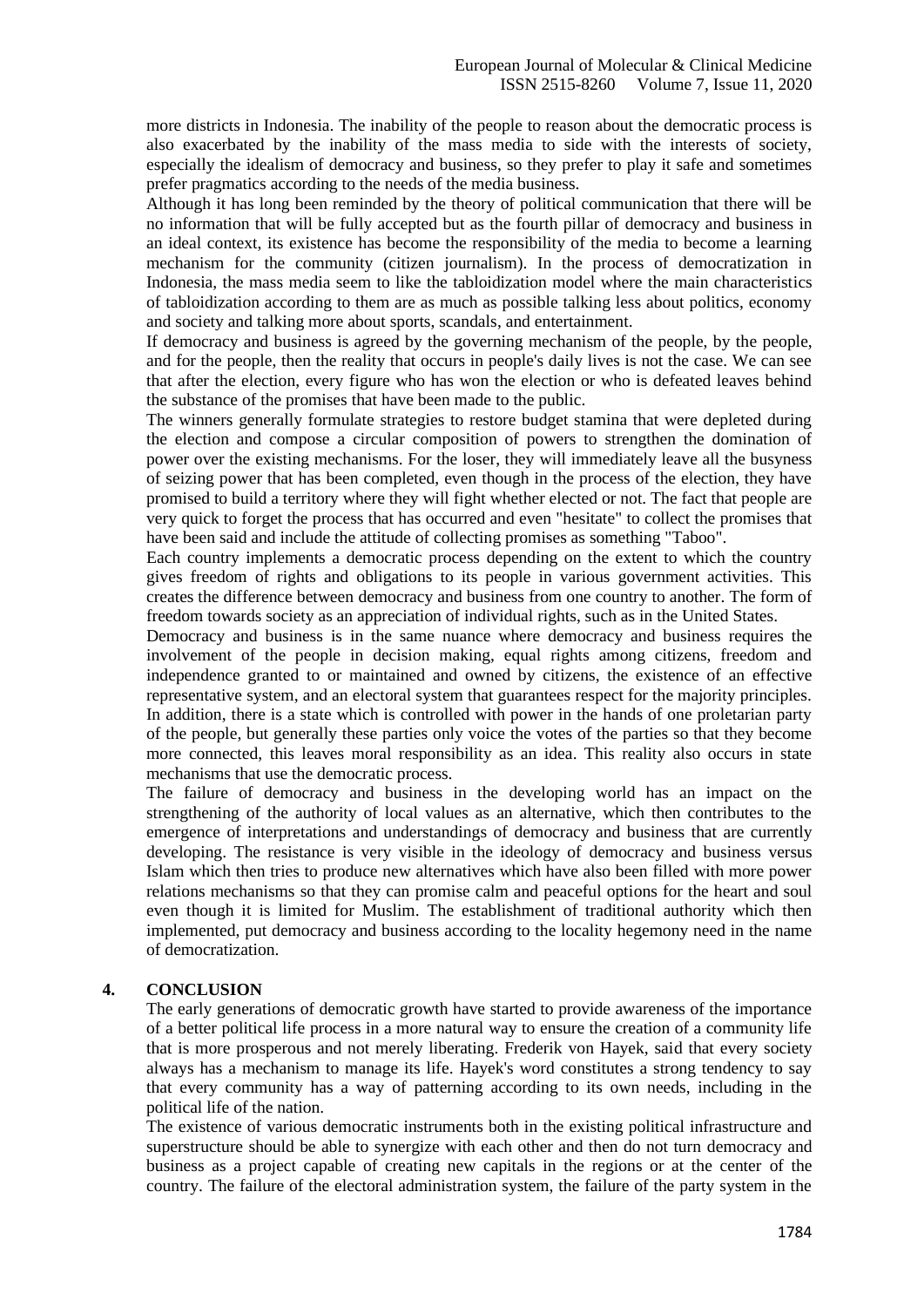more districts in Indonesia. The inability of the people to reason about the democratic process is also exacerbated by the inability of the mass media to side with the interests of society, especially the idealism of democracy and business, so they prefer to play it safe and sometimes prefer pragmatics according to the needs of the media business.

Although it has long been reminded by the theory of political communication that there will be no information that will be fully accepted but as the fourth pillar of democracy and business in an ideal context, its existence has become the responsibility of the media to become a learning mechanism for the community (citizen journalism). In the process of democratization in Indonesia, the mass media seem to like the tabloidization model where the main characteristics of tabloidization according to them are as much as possible talking less about politics, economy and society and talking more about sports, scandals, and entertainment.

If democracy and business is agreed by the governing mechanism of the people, by the people, and for the people, then the reality that occurs in people's daily lives is not the case. We can see that after the election, every figure who has won the election or who is defeated leaves behind the substance of the promises that have been made to the public.

The winners generally formulate strategies to restore budget stamina that were depleted during the election and compose a circular composition of powers to strengthen the domination of power over the existing mechanisms. For the loser, they will immediately leave all the busyness of seizing power that has been completed, even though in the process of the election, they have promised to build a territory where they will fight whether elected or not. The fact that people are very quick to forget the process that has occurred and even "hesitate" to collect the promises that have been said and include the attitude of collecting promises as something "Taboo".

Each country implements a democratic process depending on the extent to which the country gives freedom of rights and obligations to its people in various government activities. This creates the difference between democracy and business from one country to another. The form of freedom towards society as an appreciation of individual rights, such as in the United States.

Democracy and business is in the same nuance where democracy and business requires the involvement of the people in decision making, equal rights among citizens, freedom and independence granted to or maintained and owned by citizens, the existence of an effective representative system, and an electoral system that guarantees respect for the majority principles. In addition, there is a state which is controlled with power in the hands of one proletarian party of the people, but generally these parties only voice the votes of the parties so that they become more connected, this leaves moral responsibility as an idea. This reality also occurs in state mechanisms that use the democratic process.

The failure of democracy and business in the developing world has an impact on the strengthening of the authority of local values as an alternative, which then contributes to the emergence of interpretations and understandings of democracy and business that are currently developing. The resistance is very visible in the ideology of democracy and business versus Islam which then tries to produce new alternatives which have also been filled with more power relations mechanisms so that they can promise calm and peaceful options for the heart and soul even though it is limited for Muslim. The establishment of traditional authority which then implemented, put democracy and business according to the locality hegemony need in the name of democratization.

## 4. CONCLUSION

The early generations of democratic growth have started to provide awareness of the importance of a better political life process in a more natural way to ensure the creation of a community life that is more prosperous and not merely liberating. Frederik von Hayek, said that every society always has a mechanism to manage its life. Hayek's word constitutes a strong tendency to say that every community has a way of patterning according to its own needs, including in the political life of the nation.

The existence of various democratic instruments both in the existing political infrastructure and superstructure should be able to synergize with each other and then do not turn democracy and business as a project capable of creating new capitals in the regions or at the center of the country. The failure of the electoral administration system, the failure of the party system in the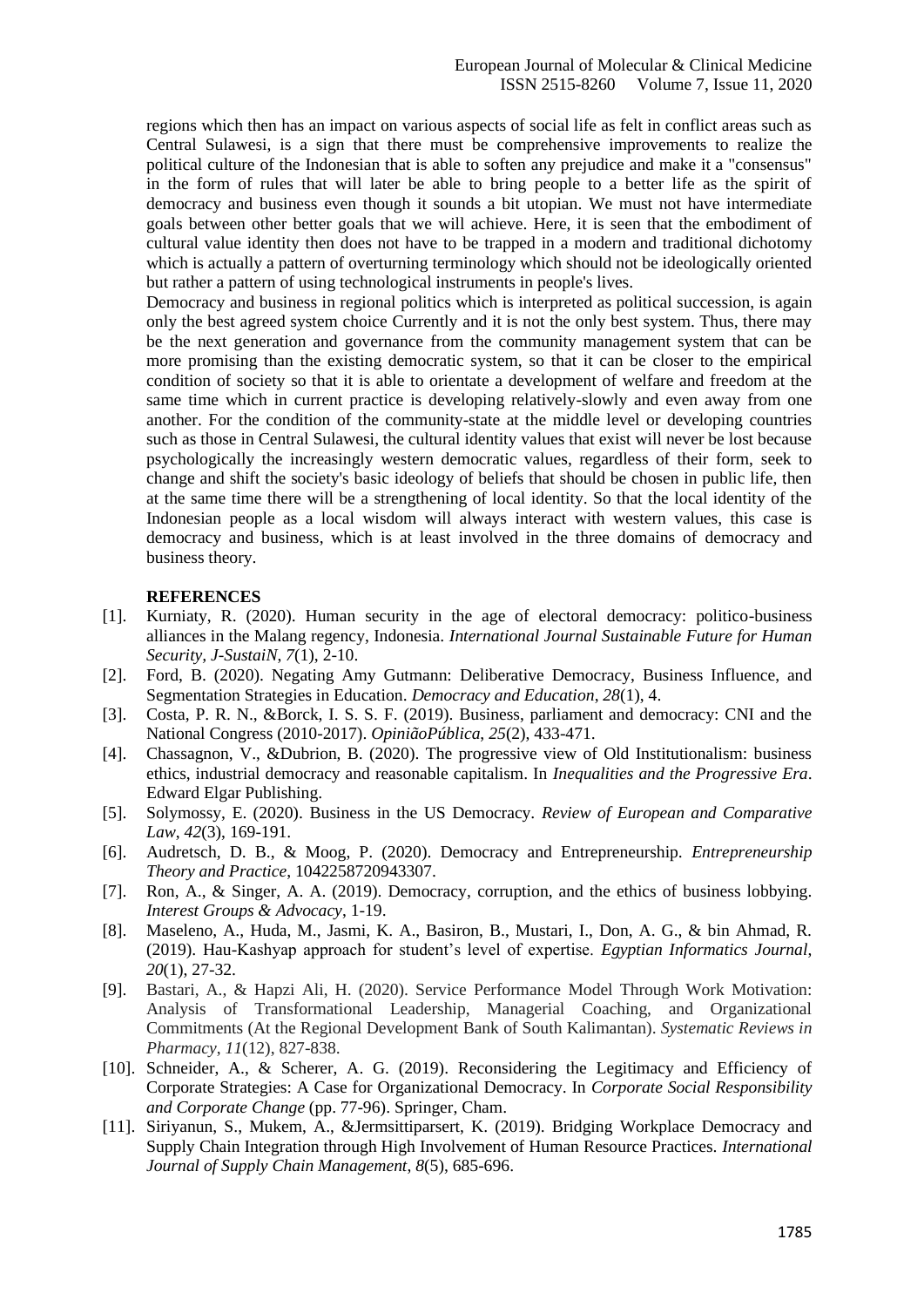regions which then has an impact on various aspects of social life as felt in conflict areas such as Central Sulawesi, is a sign that there must be comprehensive improvements to realize the political culture of the Indonesian that is able to soften any prejudice and make it a "consensus" in the form of rules that will later be able to bring people to a better life as the spirit of democracy and business even though it sounds a bit utopian. We must not have intermediate goals between other better goals that we will achieve. Here, it is seen that the embodiment of cultural value identity then does not have to be trapped in a modern and traditional dichotomy which is actually a pattern of overturning terminology which should not be ideologically oriented but rather a pattern of using technological instruments in people's lives.

Democracy and business in regional politics which is interpreted as political succession, is again only the best agreed system choice Currently and it is not the only best system. Thus, there may be the next generation and governance from the community management system that can be more promising than the existing democratic system, so that it can be closer to the empirical condition of society so that it is able to orientate a development of welfare and freedom at the same time which in current practice is developing relatively-slowly and even away from one another. For the condition of the community-state at the middle level or developing countries such as those in Central Sulawesi, the cultural identity values that exist will never be lost because psychologically the increasingly western democratic values, regardless of their form, seek to change and shift the society's basic ideology of beliefs that should be chosen in public life, then at the same time there will be a strengthening of local identity. So that the local identity of the Indonesian people as a local wisdom will always interact with western values, this case is democracy and business, which is at least involved in the three domains of democracy and business theory.

## REFERENCES

[1]. Kurniaty, R. (2020). Human security in the age of electoral democracy: politico-business alliances in the Malang regency, Indonesia. *International Journal Sustainable Future for Human Security, J-SustaiN*, *7*(1), 2-10.

[2]. Ford, B. (2020). Negating Amy Gutmann: Deliberative Democracy, Business Influence, and Segmentation Strategies in Education. *Democracy and Education*, *28*(1), 4.

[3]. Costa, P. R. N., &Borck, I. S. S. F. (2019). Business, parliament and democracy: CNI and the National Congress (2010-2017). *OpiniãoPública*, *25*(2), 433-471.

[4]. Chassagnon, V., &Dubrion, B. (2020). The progressive view of Old Institutionalism: business ethics, industrial democracy and reasonable capitalism. In *Inequalities and the Progressive Era*. Edward Elgar Publishing.

[5]. Solymossy, E. (2020). Business in the US Democracy. *Review of European and Comparative Law*, *42*(3), 169-191.

[6]. Audretsch, D. B., & Moog, P. (2020). Democracy and Entrepreneurship. *Entrepreneurship Theory and Practice*, 1042258720943307.

[7]. Ron, A., & Singer, A. A. (2019). Democracy, corruption, and the ethics of business lobbying. *Interest Groups & Advocacy*, 1-19.

[8]. Maseleno, A., Huda, M., Jasmi, K. A., Basiron, B., Mustari, I., Don, A. G., & bin Ahmad, R. (2019). Hau-Kashyap approach for student's level of expertise. *Egyptian Informatics Journal*, *20*(1), 27-32.

[9]. Bastari, A., & Hapzi Ali, H. (2020). Service Performance Model Through Work Motivation: Analysis of Transformational Leadership, Managerial Coaching, and Organizational Commitments (At the Regional Development Bank of South Kalimantan). *Systematic Reviews in Pharmacy*, *11*(12), 827-838.

[10]. Schneider, A., & Scherer, A. G. (2019). Reconsidering the Legitimacy and Efficiency of Corporate Strategies: A Case for Organizational Democracy. In *Corporate Social Responsibility and Corporate Change* (pp. 77-96). Springer, Cham.

[11]. Siriyanun, S., Mukem, A., &Jermsittiparsert, K. (2019). Bridging Workplace Democracy and Supply Chain Integration through High Involvement of Human Resource Practices. *International Journal of Supply Chain Management*, *8*(5), 685-696.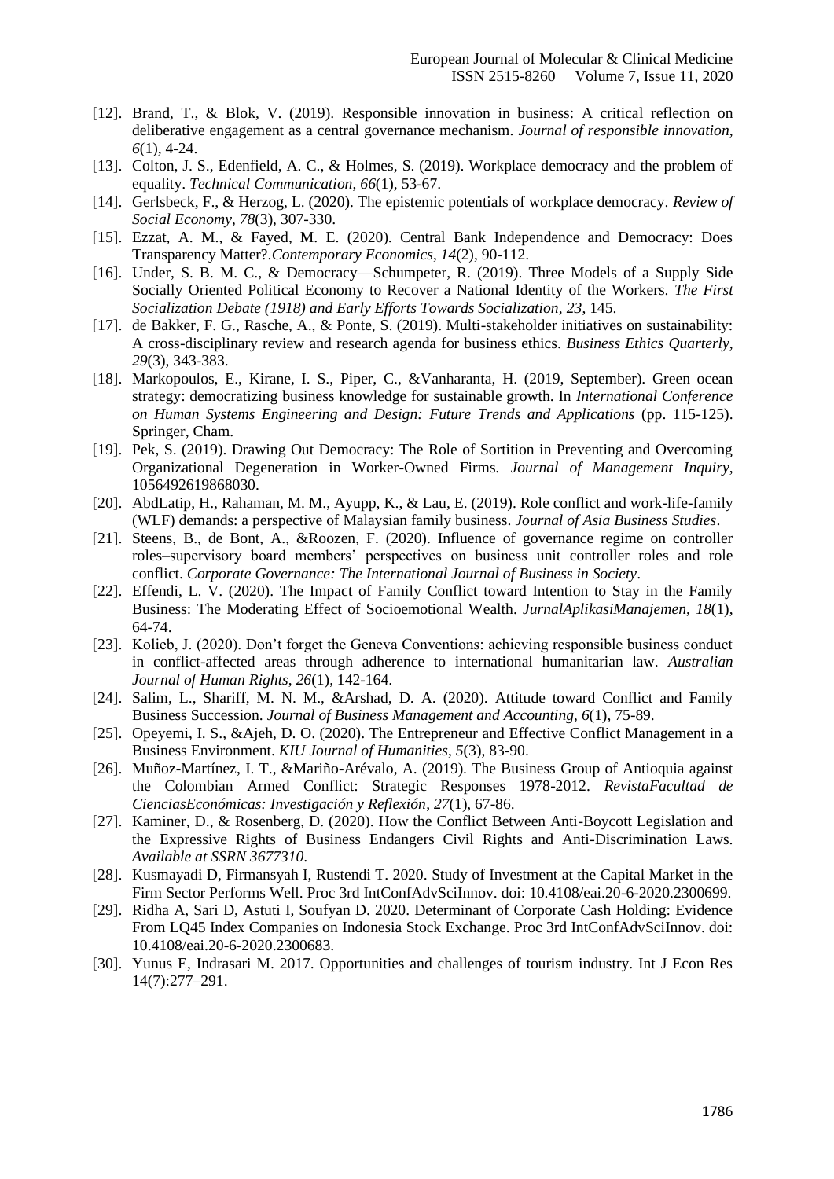[12]. Brand, T., & Blok, V. (2019). Responsible innovation in business: A critical reflection on deliberative engagement as a central governance mechanism. *Journal of responsible innovation*, *6*(1), 4-24.

[13]. Colton, J. S., Edenfield, A. C., & Holmes, S. (2019). Workplace democracy and the problem of equality. *Technical Communication*, *66*(1), 53-67.

[14]. Gerlsbeck, F., & Herzog, L. (2020). The epistemic potentials of workplace democracy. *Review of Social Economy*, *78*(3), 307-330.

[15]. Ezzat, A. M., & Fayed, M. E. (2020). Central Bank Independence and Democracy: Does Transparency Matter?.*Contemporary Economics*, *14*(2), 90-112.

[16]. Under, S. B. M. C., & Democracy—Schumpeter, R. (2019). Three Models of a Supply Side Socially Oriented Political Economy to Recover a National Identity of the Workers. *The First Socialization Debate (1918) and Early Efforts Towards Socialization*, *23*, 145.

[17]. de Bakker, F. G., Rasche, A., & Ponte, S. (2019). Multi-stakeholder initiatives on sustainability: A cross-disciplinary review and research agenda for business ethics. *Business Ethics Quarterly*, *29*(3), 343-383.

[18]. Markopoulos, E., Kirane, I. S., Piper, C., &Vanharanta, H. (2019, September). Green ocean strategy: democratizing business knowledge for sustainable growth. In *International Conference on Human Systems Engineering and Design: Future Trends and Applications* (pp. 115-125). Springer, Cham.

[19]. Pek, S. (2019). Drawing Out Democracy: The Role of Sortition in Preventing and Overcoming Organizational Degeneration in Worker-Owned Firms. *Journal of Management Inquiry*, 1056492619868030.

[20]. AbdLatip, H., Rahaman, M. M., Ayupp, K., & Lau, E. (2019). Role conflict and work-life-family (WLF) demands: a perspective of Malaysian family business. *Journal of Asia Business Studies*.

[21]. Steens, B., de Bont, A., &Roozen, F. (2020). Influence of governance regime on controller roles–supervisory board members' perspectives on business unit controller roles and role conflict. *Corporate Governance: The International Journal of Business in Society*.

[22]. Effendi, L. V. (2020). The Impact of Family Conflict toward Intention to Stay in the Family Business: The Moderating Effect of Socioemotional Wealth. *JurnalAplikasiManajemen*, *18*(1), 64-74.

[23]. Kolieb, J. (2020). Don't forget the Geneva Conventions: achieving responsible business conduct in conflict-affected areas through adherence to international humanitarian law. *Australian Journal of Human Rights*, *26*(1), 142-164.

[24]. Salim, L., Shariff, M. N. M., &Arshad, D. A. (2020). Attitude toward Conflict and Family Business Succession. *Journal of Business Management and Accounting*, *6*(1), 75-89.

[25]. Opeyemi, I. S., &Ajeh, D. O. (2020). The Entrepreneur and Effective Conflict Management in a Business Environment. *KIU Journal of Humanities*, *5*(3), 83-90.

[26]. Muñoz-Martínez, I. T., &Mariño-Arévalo, A. (2019). The Business Group of Antioquia against the Colombian Armed Conflict: Strategic Responses 1978-2012. *RevistaFacultad de CienciasEconómicas: Investigación y Reflexión*, *27*(1), 67-86.

[27]. Kaminer, D., & Rosenberg, D. (2020). How the Conflict Between Anti-Boycott Legislation and the Expressive Rights of Business Endangers Civil Rights and Anti-Discrimination Laws. *Available at SSRN 3677310*.

[28]. Kusmayadi D, Firmansyah I, Rustendi T. 2020. Study of Investment at the Capital Market in the Firm Sector Performs Well. Proc 3rd IntConfAdvSciInnov. doi: 10.4108/eai.20-6-2020.2300699.

[29]. Ridha A, Sari D, Astuti I, Soufyan D. 2020. Determinant of Corporate Cash Holding: Evidence From LQ45 Index Companies on Indonesia Stock Exchange. Proc 3rd IntConfAdvSciInnov. doi: 10.4108/eai.20-6-2020.2300683.

[30]. Yunus E, Indrasari M. 2017. Opportunities and challenges of tourism industry. Int J Econ Res 14(7):277–291.